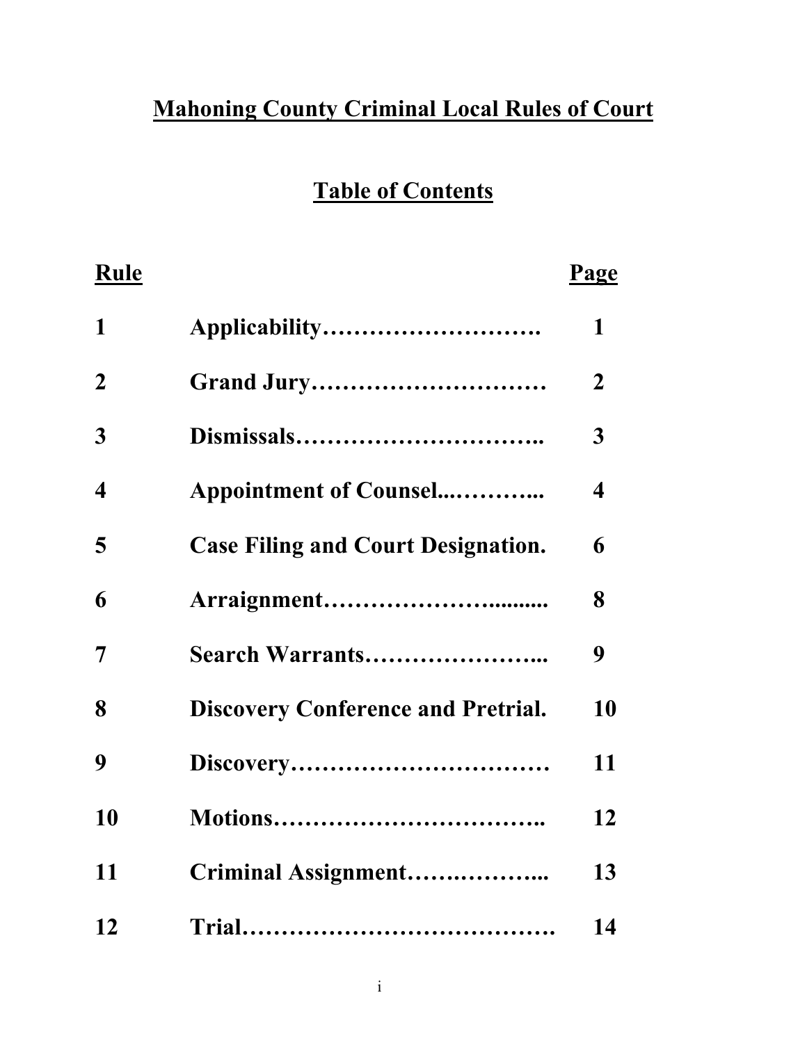# Mahoning County Criminal Local Rules of Court

## Table of Contents

| Rule | | Page |
|---|---|---|
| 1 | Applicability………………………. | 1 |
| 2 | Grand Jury………………………… | 2 |
| 3 | Dismissals………………………….. | 3 |
| 4 | Appointment of Counsel...………... | 4 |
| 5 | Case Filing and Court Designation. | 6 |
| 6 | Arraignment………………….......... | 8 |
| 7 | Search Warrants…………………... | 9 |
| 8 | Discovery Conference and Pretrial. | 10 |
| 9 | Discovery…………………………… | 11 |
| 10 | Motions…………………………….. | 12 |
| 11 | Criminal Assignment…….………... | 13 |
| 12 | Trial…………………………………. | 14 |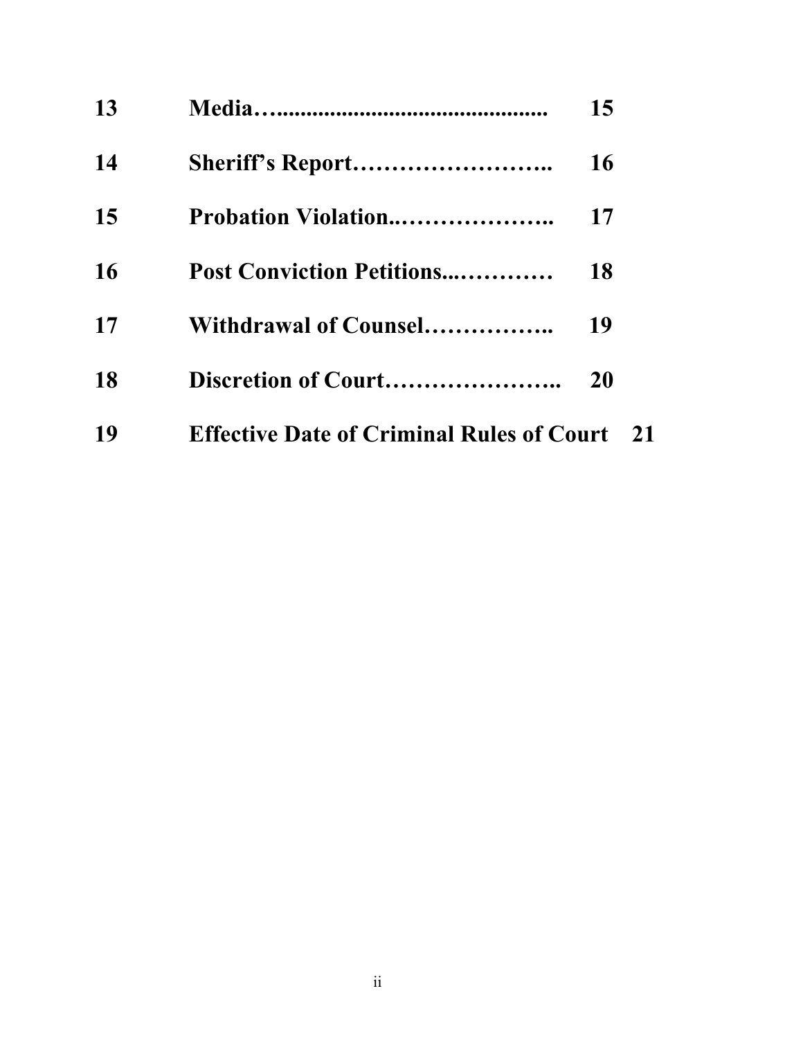| | | |
|---|---|---|
| **13** | **Media…..............................................** | **15** |
| **14** | **Sheriff's Report……………………..** | **16** |
| **15** | **Probation Violation..………………..** | **17** |
| **16** | **Post Conviction Petitions...…………** | **18** |
| **17** | **Withdrawal of Counsel……………..** | **19** |
| **18** | **Discretion of Court…………………..** | **20** |
| **19** | **Effective Date of Criminal Rules of Court** | **21** |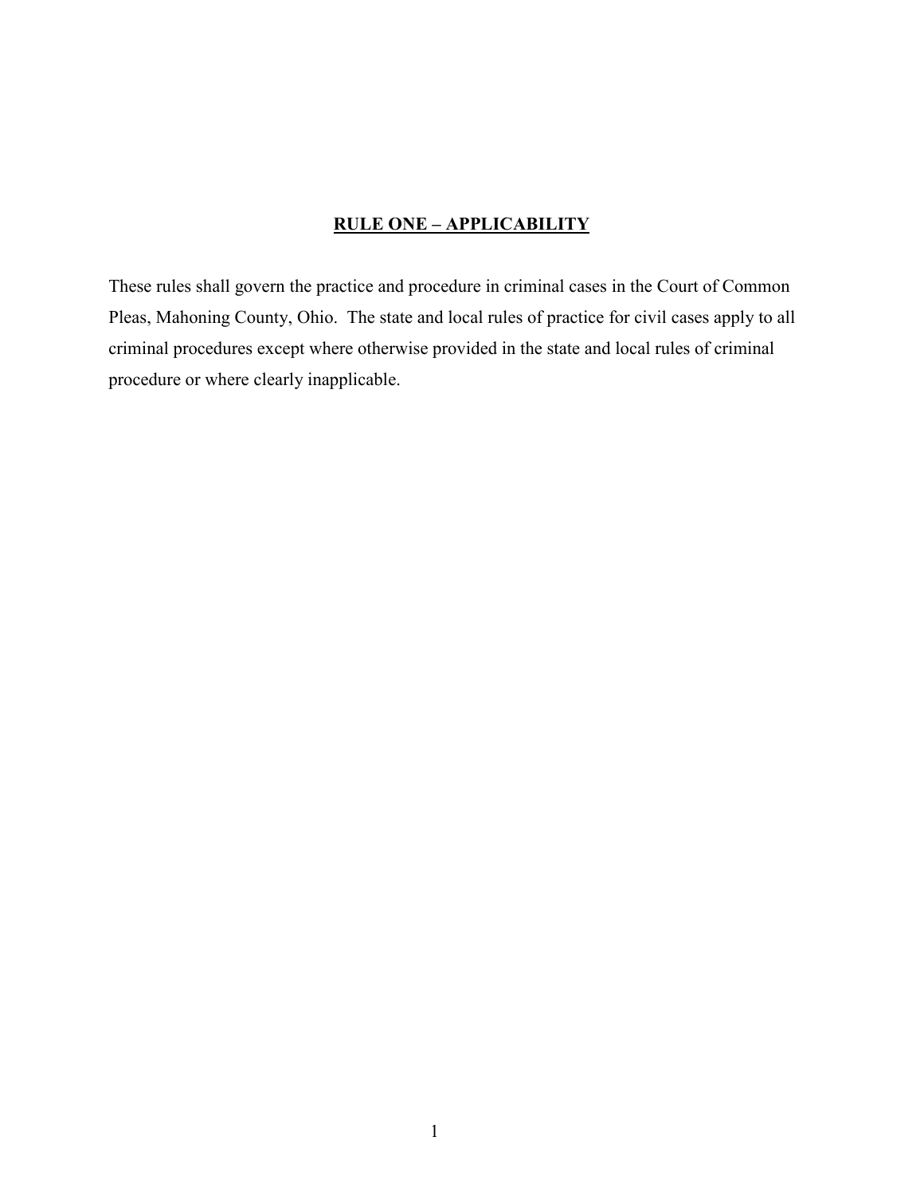## RULE ONE – APPLICABILITY

These rules shall govern the practice and procedure in criminal cases in the Court of Common Pleas, Mahoning County, Ohio. The state and local rules of practice for civil cases apply to all criminal procedures except where otherwise provided in the state and local rules of criminal procedure or where clearly inapplicable.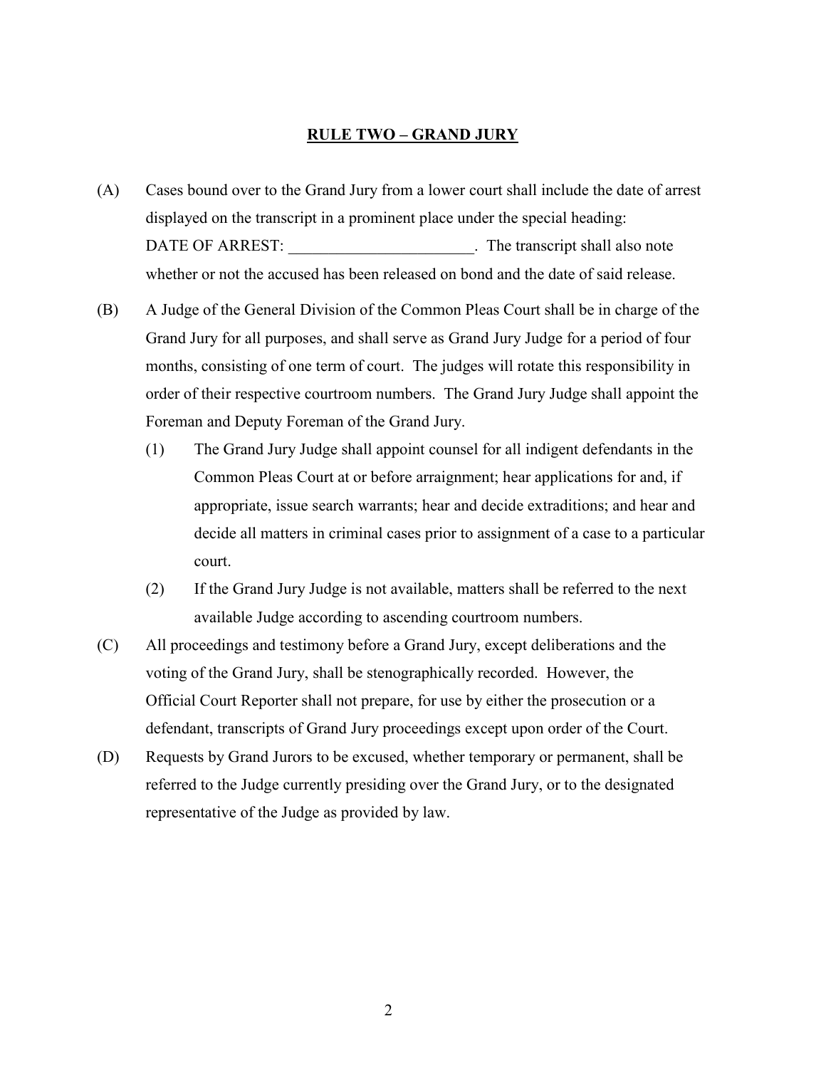## RULE TWO – GRAND JURY

(A) Cases bound over to the Grand Jury from a lower court shall include the date of arrest displayed on the transcript in a prominent place under the special heading: DATE OF ARREST: _______________________. The transcript shall also note whether or not the accused has been released on bond and the date of said release.

(B) A Judge of the General Division of the Common Pleas Court shall be in charge of the Grand Jury for all purposes, and shall serve as Grand Jury Judge for a period of four months, consisting of one term of court. The judges will rotate this responsibility in order of their respective courtroom numbers. The Grand Jury Judge shall appoint the Foreman and Deputy Foreman of the Grand Jury.

   (1) The Grand Jury Judge shall appoint counsel for all indigent defendants in the Common Pleas Court at or before arraignment; hear applications for and, if appropriate, issue search warrants; hear and decide extraditions; and hear and decide all matters in criminal cases prior to assignment of a case to a particular court.

   (2) If the Grand Jury Judge is not available, matters shall be referred to the next available Judge according to ascending courtroom numbers.

(C) All proceedings and testimony before a Grand Jury, except deliberations and the voting of the Grand Jury, shall be stenographically recorded. However, the Official Court Reporter shall not prepare, for use by either the prosecution or a defendant, transcripts of Grand Jury proceedings except upon order of the Court.

(D) Requests by Grand Jurors to be excused, whether temporary or permanent, shall be referred to the Judge currently presiding over the Grand Jury, or to the designated representative of the Judge as provided by law.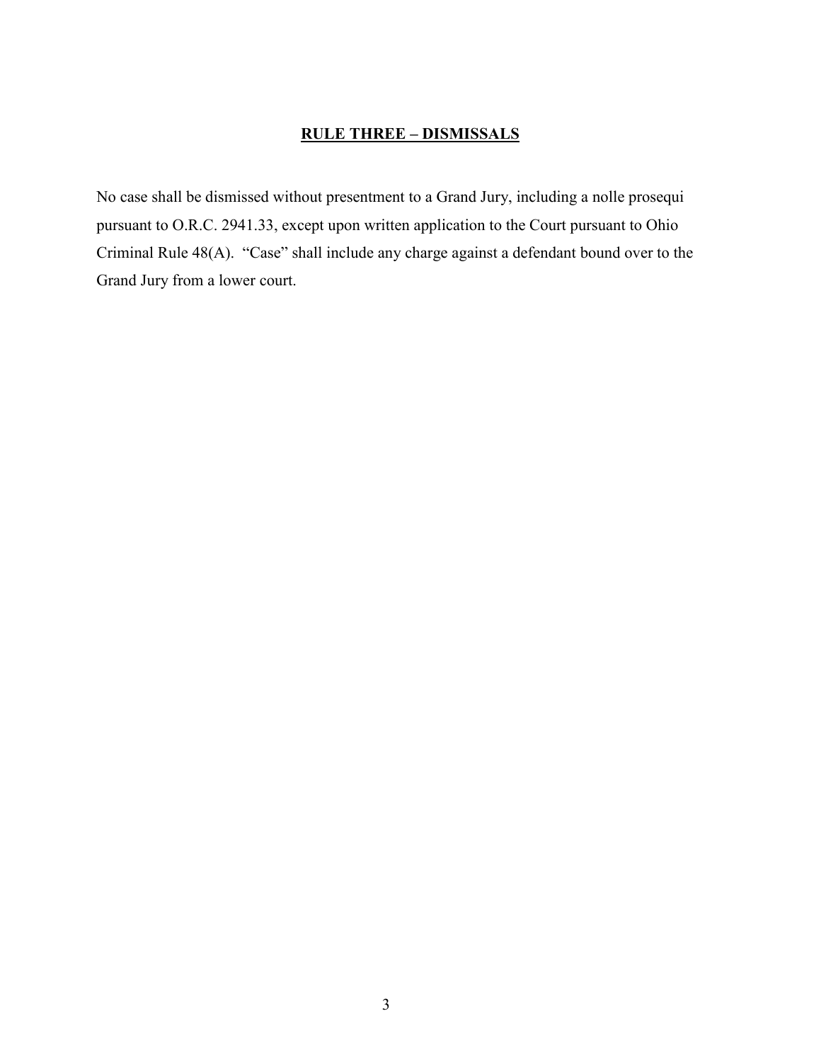## RULE THREE – DISMISSALS

No case shall be dismissed without presentment to a Grand Jury, including a nolle prosequi pursuant to O.R.C. 2941.33, except upon written application to the Court pursuant to Ohio Criminal Rule 48(A). "Case" shall include any charge against a defendant bound over to the Grand Jury from a lower court.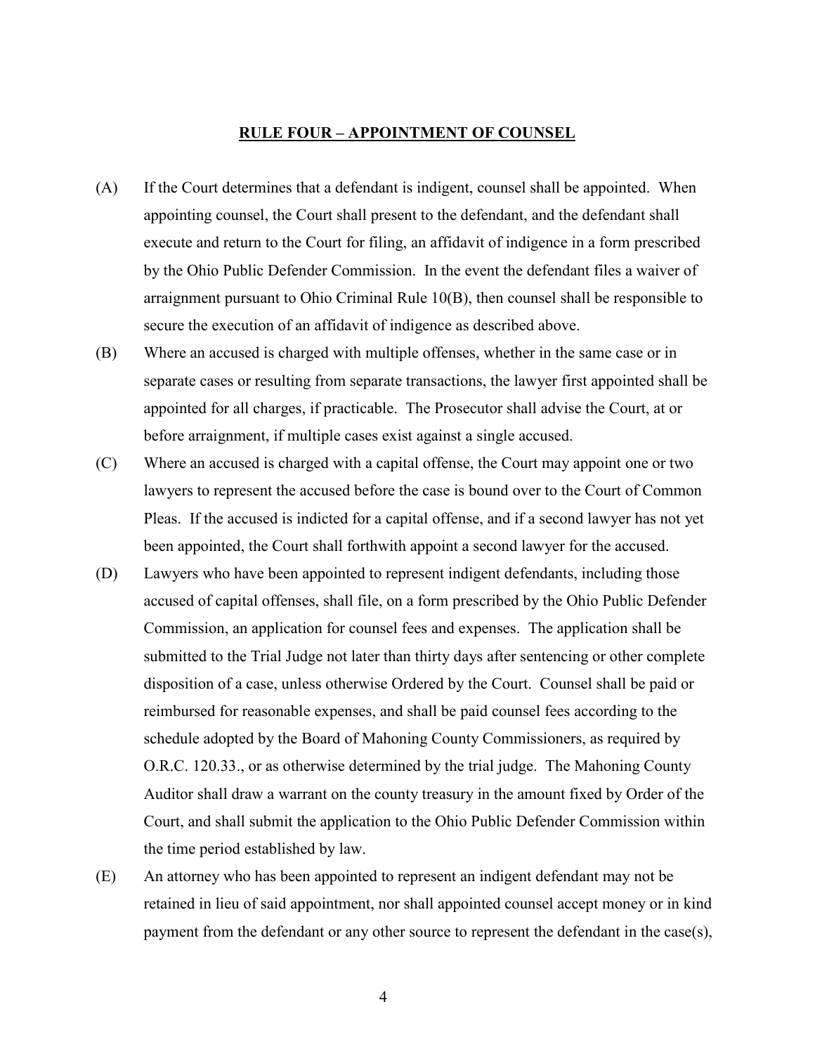## RULE FOUR – APPOINTMENT OF COUNSEL

(A) If the Court determines that a defendant is indigent, counsel shall be appointed. When appointing counsel, the Court shall present to the defendant, and the defendant shall execute and return to the Court for filing, an affidavit of indigence in a form prescribed by the Ohio Public Defender Commission. In the event the defendant files a waiver of arraignment pursuant to Ohio Criminal Rule 10(B), then counsel shall be responsible to secure the execution of an affidavit of indigence as described above.

(B) Where an accused is charged with multiple offenses, whether in the same case or in separate cases or resulting from separate transactions, the lawyer first appointed shall be appointed for all charges, if practicable. The Prosecutor shall advise the Court, at or before arraignment, if multiple cases exist against a single accused.

(C) Where an accused is charged with a capital offense, the Court may appoint one or two lawyers to represent the accused before the case is bound over to the Court of Common Pleas. If the accused is indicted for a capital offense, and if a second lawyer has not yet been appointed, the Court shall forthwith appoint a second lawyer for the accused.

(D) Lawyers who have been appointed to represent indigent defendants, including those accused of capital offenses, shall file, on a form prescribed by the Ohio Public Defender Commission, an application for counsel fees and expenses. The application shall be submitted to the Trial Judge not later than thirty days after sentencing or other complete disposition of a case, unless otherwise Ordered by the Court. Counsel shall be paid or reimbursed for reasonable expenses, and shall be paid counsel fees according to the schedule adopted by the Board of Mahoning County Commissioners, as required by O.R.C. 120.33., or as otherwise determined by the trial judge. The Mahoning County Auditor shall draw a warrant on the county treasury in the amount fixed by Order of the Court, and shall submit the application to the Ohio Public Defender Commission within the time period established by law.

(E) An attorney who has been appointed to represent an indigent defendant may not be retained in lieu of said appointment, nor shall appointed counsel accept money or in kind payment from the defendant or any other source to represent the defendant in the case(s),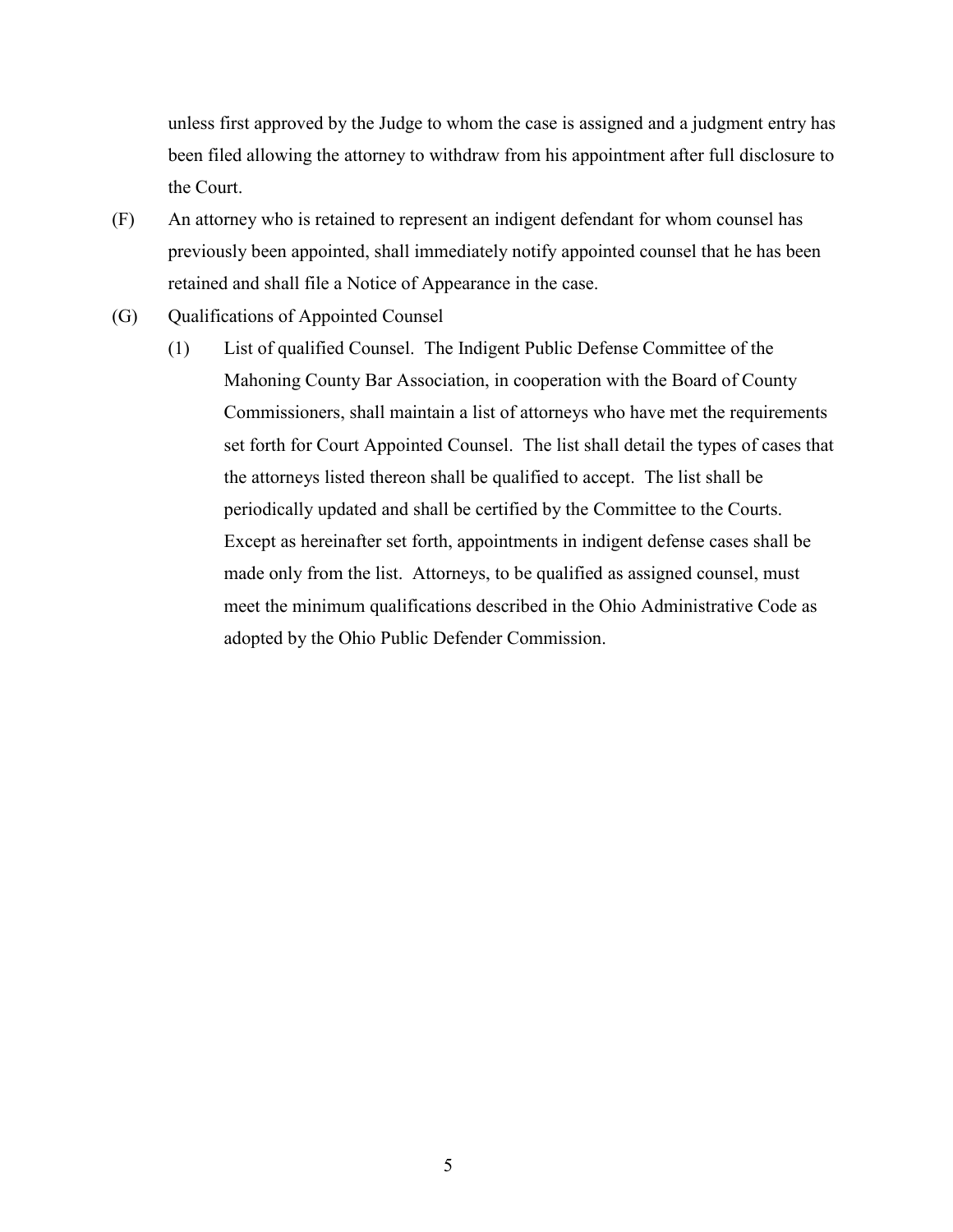unless first approved by the Judge to whom the case is assigned and a judgment entry has been filed allowing the attorney to withdraw from his appointment after full disclosure to the Court.

(F) An attorney who is retained to represent an indigent defendant for whom counsel has previously been appointed, shall immediately notify appointed counsel that he has been retained and shall file a Notice of Appearance in the case.

(G) Qualifications of Appointed Counsel

(1) List of qualified Counsel. The Indigent Public Defense Committee of the Mahoning County Bar Association, in cooperation with the Board of County Commissioners, shall maintain a list of attorneys who have met the requirements set forth for Court Appointed Counsel. The list shall detail the types of cases that the attorneys listed thereon shall be qualified to accept. The list shall be periodically updated and shall be certified by the Committee to the Courts. Except as hereinafter set forth, appointments in indigent defense cases shall be made only from the list. Attorneys, to be qualified as assigned counsel, must meet the minimum qualifications described in the Ohio Administrative Code as adopted by the Ohio Public Defender Commission.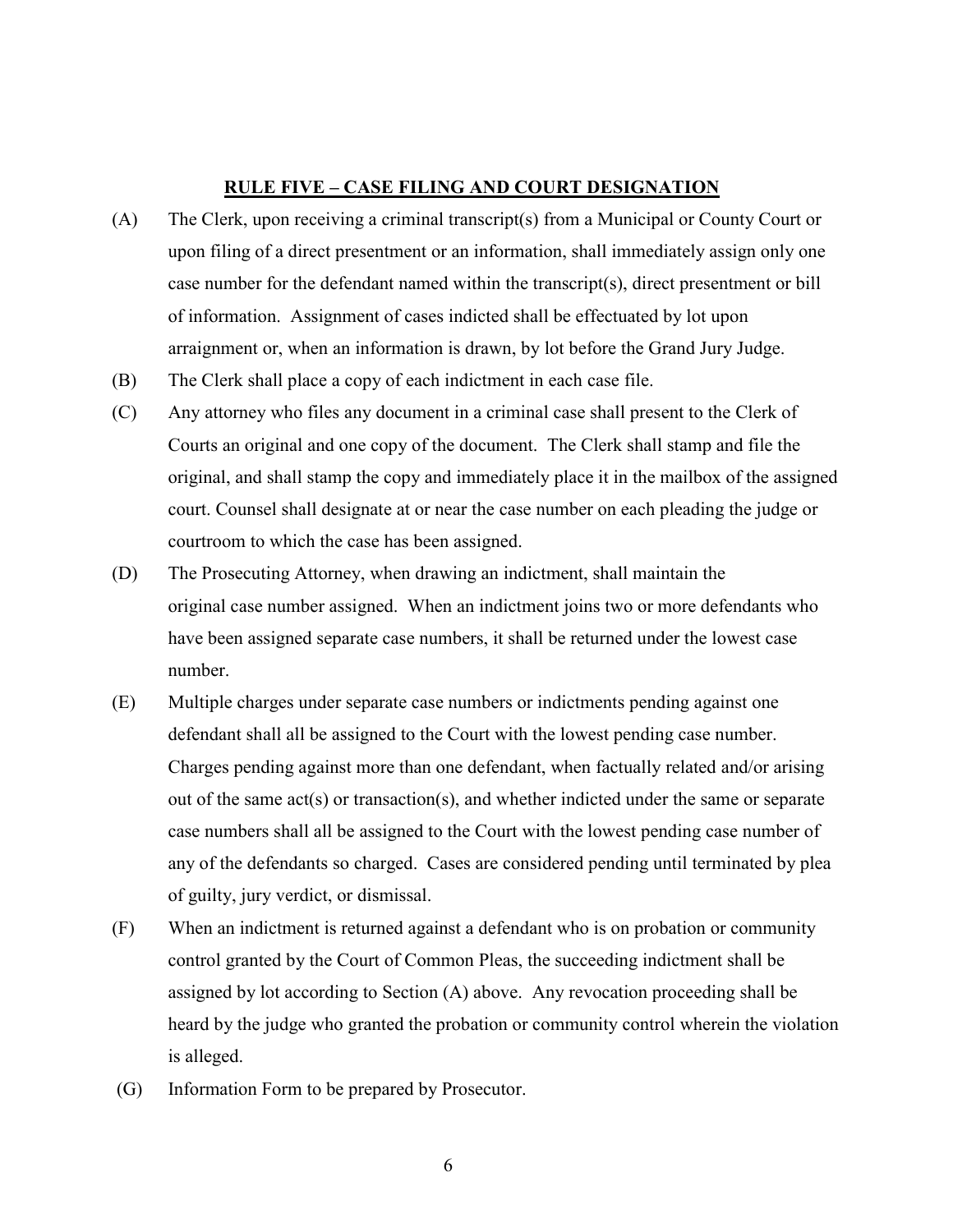## RULE FIVE – CASE FILING AND COURT DESIGNATION

(A) The Clerk, upon receiving a criminal transcript(s) from a Municipal or County Court or upon filing of a direct presentment or an information, shall immediately assign only one case number for the defendant named within the transcript(s), direct presentment or bill of information. Assignment of cases indicted shall be effectuated by lot upon arraignment or, when an information is drawn, by lot before the Grand Jury Judge.

(B) The Clerk shall place a copy of each indictment in each case file.

(C) Any attorney who files any document in a criminal case shall present to the Clerk of Courts an original and one copy of the document. The Clerk shall stamp and file the original, and shall stamp the copy and immediately place it in the mailbox of the assigned court. Counsel shall designate at or near the case number on each pleading the judge or courtroom to which the case has been assigned.

(D) The Prosecuting Attorney, when drawing an indictment, shall maintain the original case number assigned. When an indictment joins two or more defendants who have been assigned separate case numbers, it shall be returned under the lowest case number.

(E) Multiple charges under separate case numbers or indictments pending against one defendant shall all be assigned to the Court with the lowest pending case number. Charges pending against more than one defendant, when factually related and/or arising out of the same act(s) or transaction(s), and whether indicted under the same or separate case numbers shall all be assigned to the Court with the lowest pending case number of any of the defendants so charged. Cases are considered pending until terminated by plea of guilty, jury verdict, or dismissal.

(F) When an indictment is returned against a defendant who is on probation or community control granted by the Court of Common Pleas, the succeeding indictment shall be assigned by lot according to Section (A) above. Any revocation proceeding shall be heard by the judge who granted the probation or community control wherein the violation is alleged.

(G) Information Form to be prepared by Prosecutor.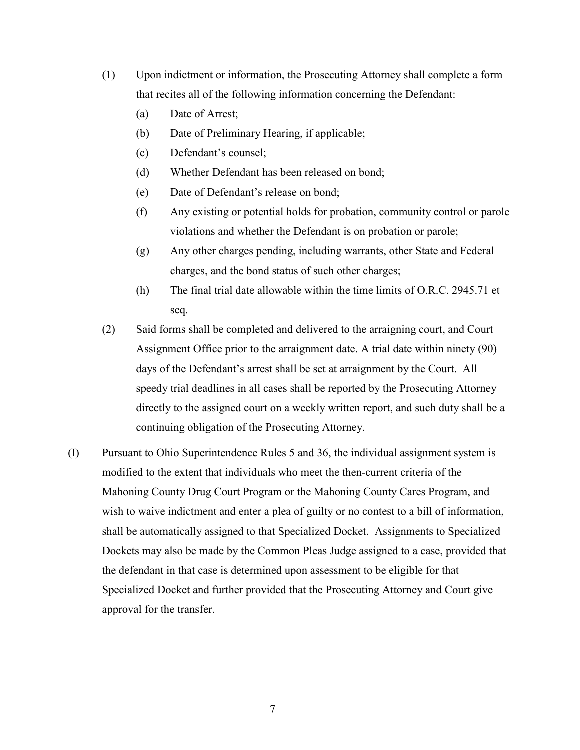(1) Upon indictment or information, the Prosecuting Attorney shall complete a form that recites all of the following information concerning the Defendant:

   (a) Date of Arrest;

   (b) Date of Preliminary Hearing, if applicable;

   (c) Defendant's counsel;

   (d) Whether Defendant has been released on bond;

   (e) Date of Defendant's release on bond;

   (f) Any existing or potential holds for probation, community control or parole violations and whether the Defendant is on probation or parole;

   (g) Any other charges pending, including warrants, other State and Federal charges, and the bond status of such other charges;

   (h) The final trial date allowable within the time limits of O.R.C. 2945.71 et seq.

(2) Said forms shall be completed and delivered to the arraigning court, and Court Assignment Office prior to the arraignment date. A trial date within ninety (90) days of the Defendant's arrest shall be set at arraignment by the Court. All speedy trial deadlines in all cases shall be reported by the Prosecuting Attorney directly to the assigned court on a weekly written report, and such duty shall be a continuing obligation of the Prosecuting Attorney.

(I) Pursuant to Ohio Superintendence Rules 5 and 36, the individual assignment system is modified to the extent that individuals who meet the then-current criteria of the Mahoning County Drug Court Program or the Mahoning County Cares Program, and wish to waive indictment and enter a plea of guilty or no contest to a bill of information, shall be automatically assigned to that Specialized Docket. Assignments to Specialized Dockets may also be made by the Common Pleas Judge assigned to a case, provided that the defendant in that case is determined upon assessment to be eligible for that Specialized Docket and further provided that the Prosecuting Attorney and Court give approval for the transfer.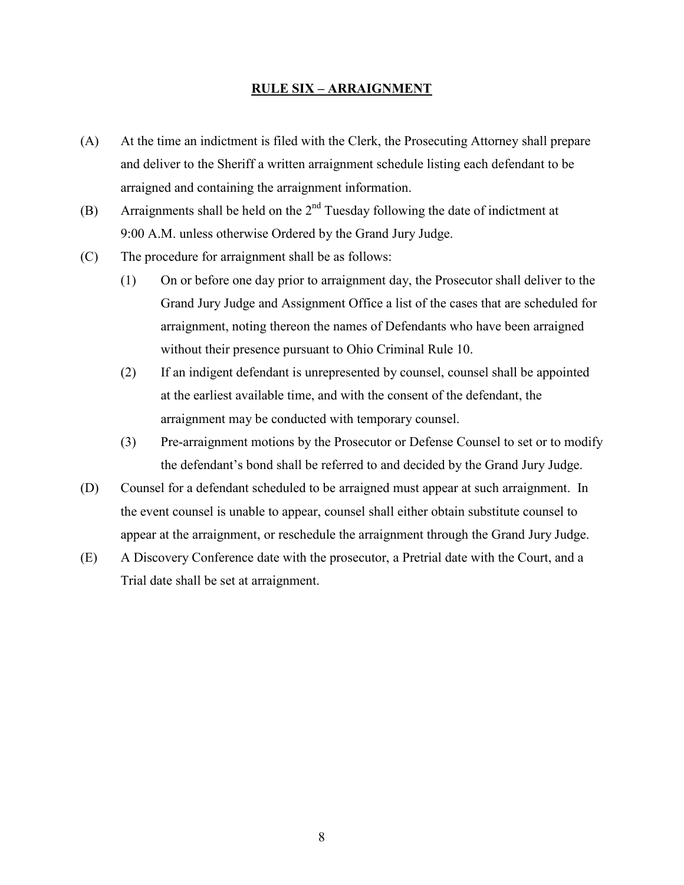## RULE SIX – ARRAIGNMENT

(A) At the time an indictment is filed with the Clerk, the Prosecuting Attorney shall prepare and deliver to the Sheriff a written arraignment schedule listing each defendant to be arraigned and containing the arraignment information.

(B) Arraignments shall be held on the 2nd Tuesday following the date of indictment at 9:00 A.M. unless otherwise Ordered by the Grand Jury Judge.

(C) The procedure for arraignment shall be as follows:

   (1) On or before one day prior to arraignment day, the Prosecutor shall deliver to the Grand Jury Judge and Assignment Office a list of the cases that are scheduled for arraignment, noting thereon the names of Defendants who have been arraigned without their presence pursuant to Ohio Criminal Rule 10.

   (2) If an indigent defendant is unrepresented by counsel, counsel shall be appointed at the earliest available time, and with the consent of the defendant, the arraignment may be conducted with temporary counsel.

   (3) Pre-arraignment motions by the Prosecutor or Defense Counsel to set or to modify the defendant's bond shall be referred to and decided by the Grand Jury Judge.

(D) Counsel for a defendant scheduled to be arraigned must appear at such arraignment. In the event counsel is unable to appear, counsel shall either obtain substitute counsel to appear at the arraignment, or reschedule the arraignment through the Grand Jury Judge.

(E) A Discovery Conference date with the prosecutor, a Pretrial date with the Court, and a Trial date shall be set at arraignment.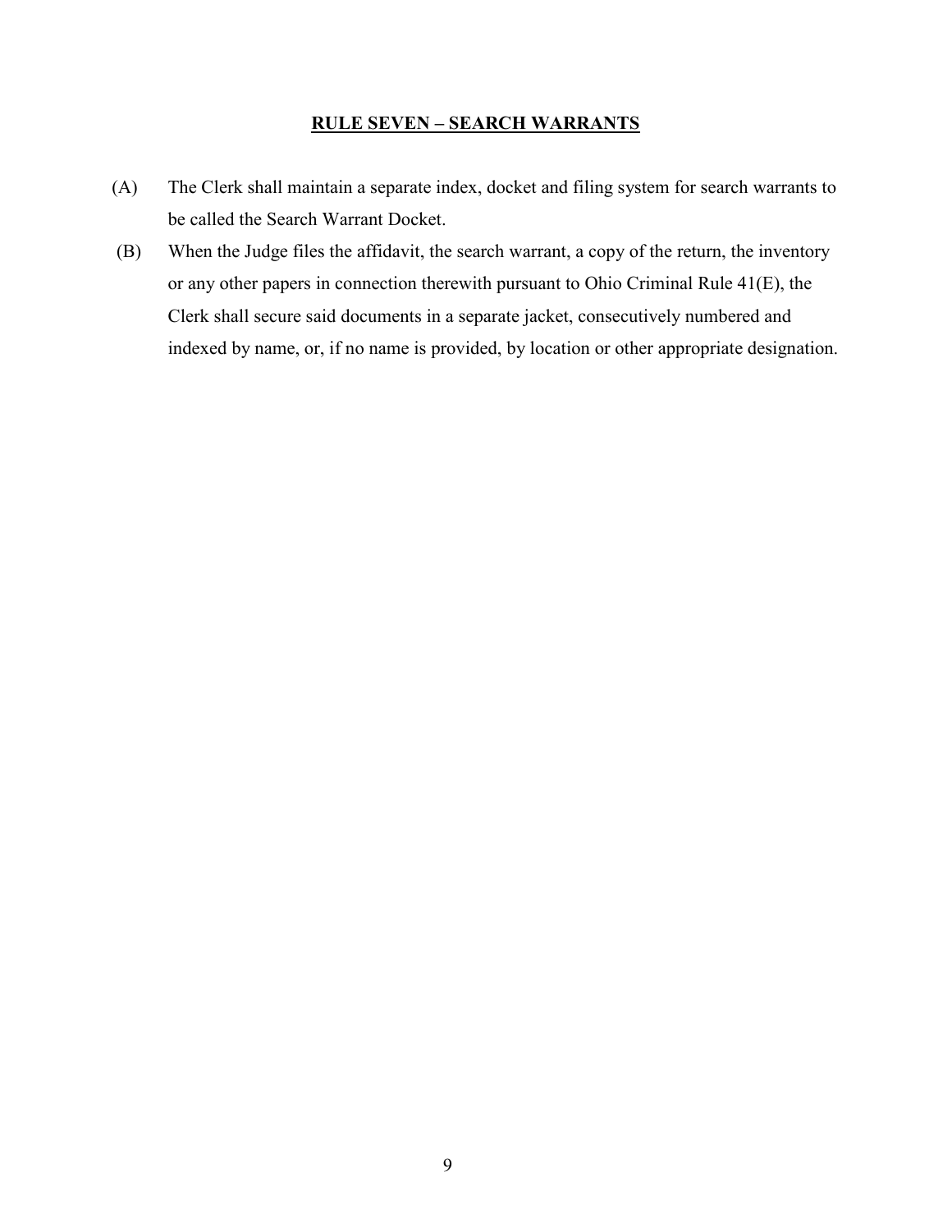## RULE SEVEN – SEARCH WARRANTS

(A) The Clerk shall maintain a separate index, docket and filing system for search warrants to be called the Search Warrant Docket.

(B) When the Judge files the affidavit, the search warrant, a copy of the return, the inventory or any other papers in connection therewith pursuant to Ohio Criminal Rule 41(E), the Clerk shall secure said documents in a separate jacket, consecutively numbered and indexed by name, or, if no name is provided, by location or other appropriate designation.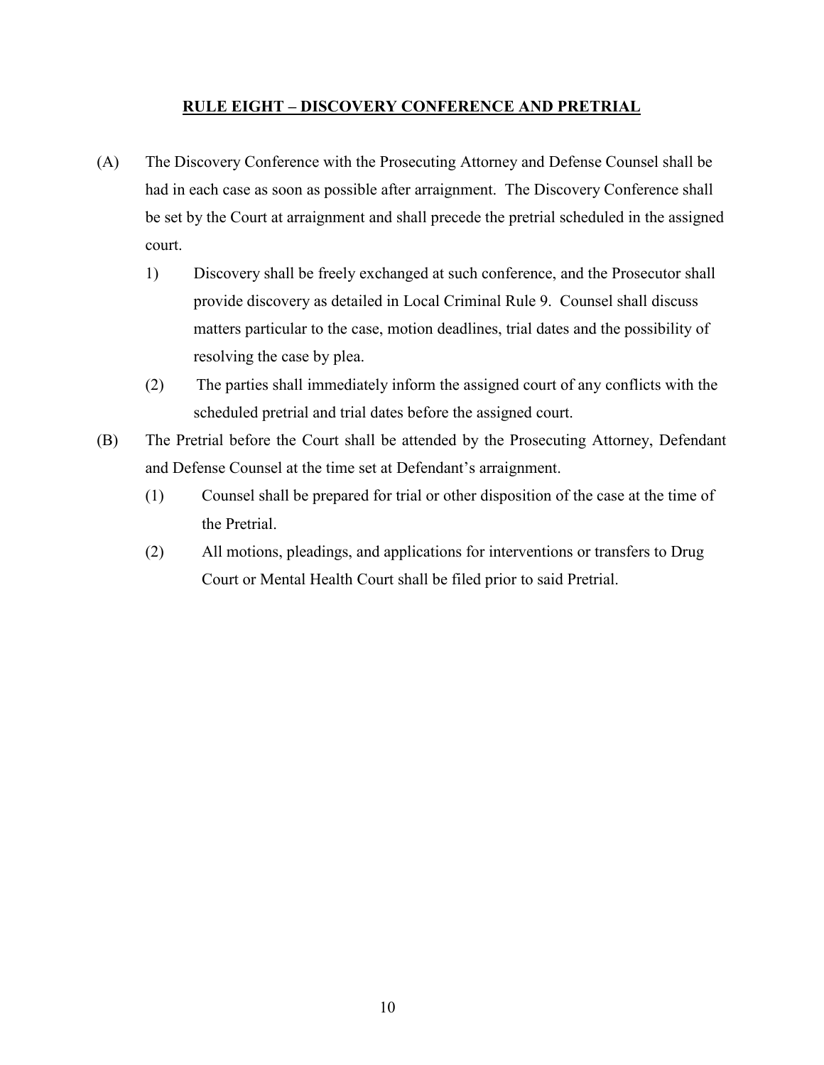## RULE EIGHT – DISCOVERY CONFERENCE AND PRETRIAL

(A) The Discovery Conference with the Prosecuting Attorney and Defense Counsel shall be had in each case as soon as possible after arraignment. The Discovery Conference shall be set by the Court at arraignment and shall precede the pretrial scheduled in the assigned court.

1) Discovery shall be freely exchanged at such conference, and the Prosecutor shall provide discovery as detailed in Local Criminal Rule 9. Counsel shall discuss matters particular to the case, motion deadlines, trial dates and the possibility of resolving the case by plea.

(2) The parties shall immediately inform the assigned court of any conflicts with the scheduled pretrial and trial dates before the assigned court.

(B) The Pretrial before the Court shall be attended by the Prosecuting Attorney, Defendant and Defense Counsel at the time set at Defendant's arraignment.

(1) Counsel shall be prepared for trial or other disposition of the case at the time of the Pretrial.

(2) All motions, pleadings, and applications for interventions or transfers to Drug Court or Mental Health Court shall be filed prior to said Pretrial.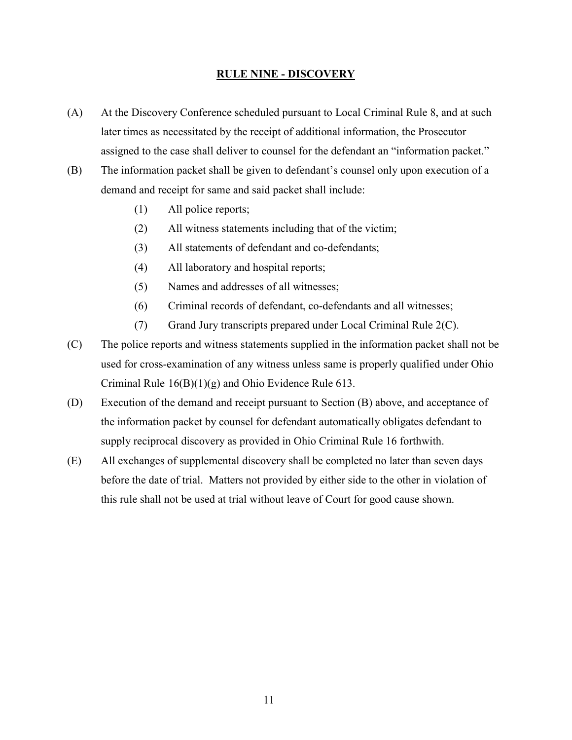## RULE NINE - DISCOVERY

(A) At the Discovery Conference scheduled pursuant to Local Criminal Rule 8, and at such later times as necessitated by the receipt of additional information, the Prosecutor assigned to the case shall deliver to counsel for the defendant an "information packet."

(B) The information packet shall be given to defendant's counsel only upon execution of a demand and receipt for same and said packet shall include:

(1) All police reports;

(2) All witness statements including that of the victim;

(3) All statements of defendant and co-defendants;

(4) All laboratory and hospital reports;

(5) Names and addresses of all witnesses;

(6) Criminal records of defendant, co-defendants and all witnesses;

(7) Grand Jury transcripts prepared under Local Criminal Rule 2(C).

(C) The police reports and witness statements supplied in the information packet shall not be used for cross-examination of any witness unless same is properly qualified under Ohio Criminal Rule 16(B)(1)(g) and Ohio Evidence Rule 613.

(D) Execution of the demand and receipt pursuant to Section (B) above, and acceptance of the information packet by counsel for defendant automatically obligates defendant to supply reciprocal discovery as provided in Ohio Criminal Rule 16 forthwith.

(E) All exchanges of supplemental discovery shall be completed no later than seven days before the date of trial. Matters not provided by either side to the other in violation of this rule shall not be used at trial without leave of Court for good cause shown.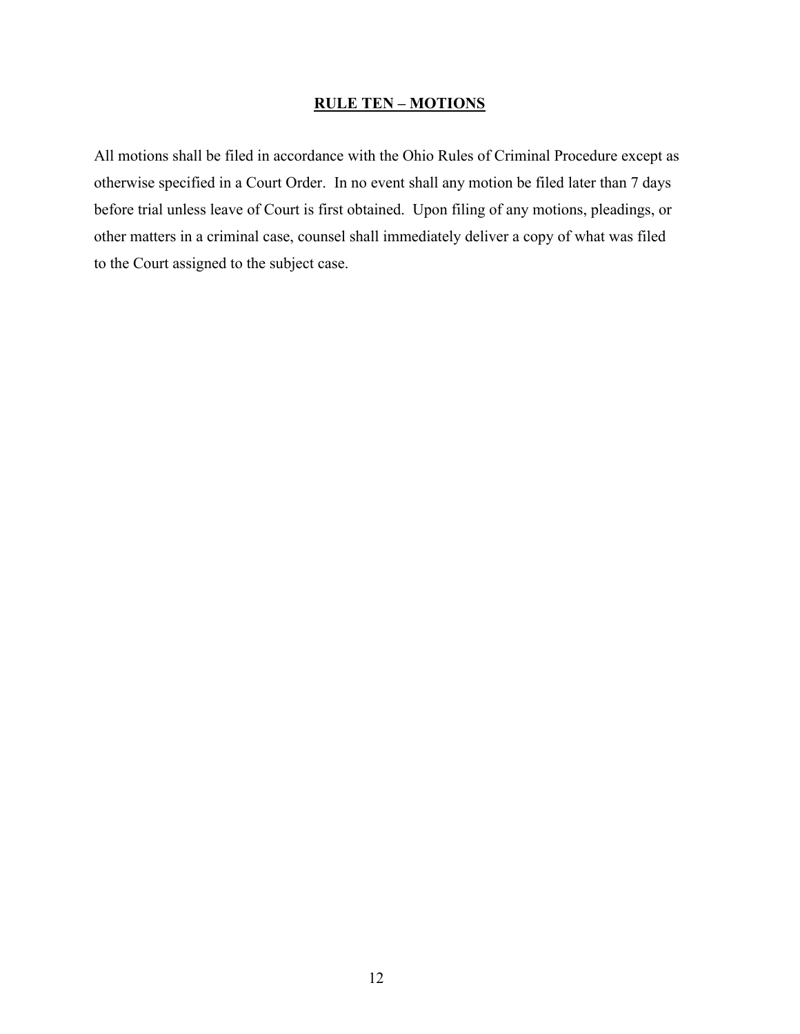## RULE TEN – MOTIONS

All motions shall be filed in accordance with the Ohio Rules of Criminal Procedure except as otherwise specified in a Court Order. In no event shall any motion be filed later than 7 days before trial unless leave of Court is first obtained. Upon filing of any motions, pleadings, or other matters in a criminal case, counsel shall immediately deliver a copy of what was filed to the Court assigned to the subject case.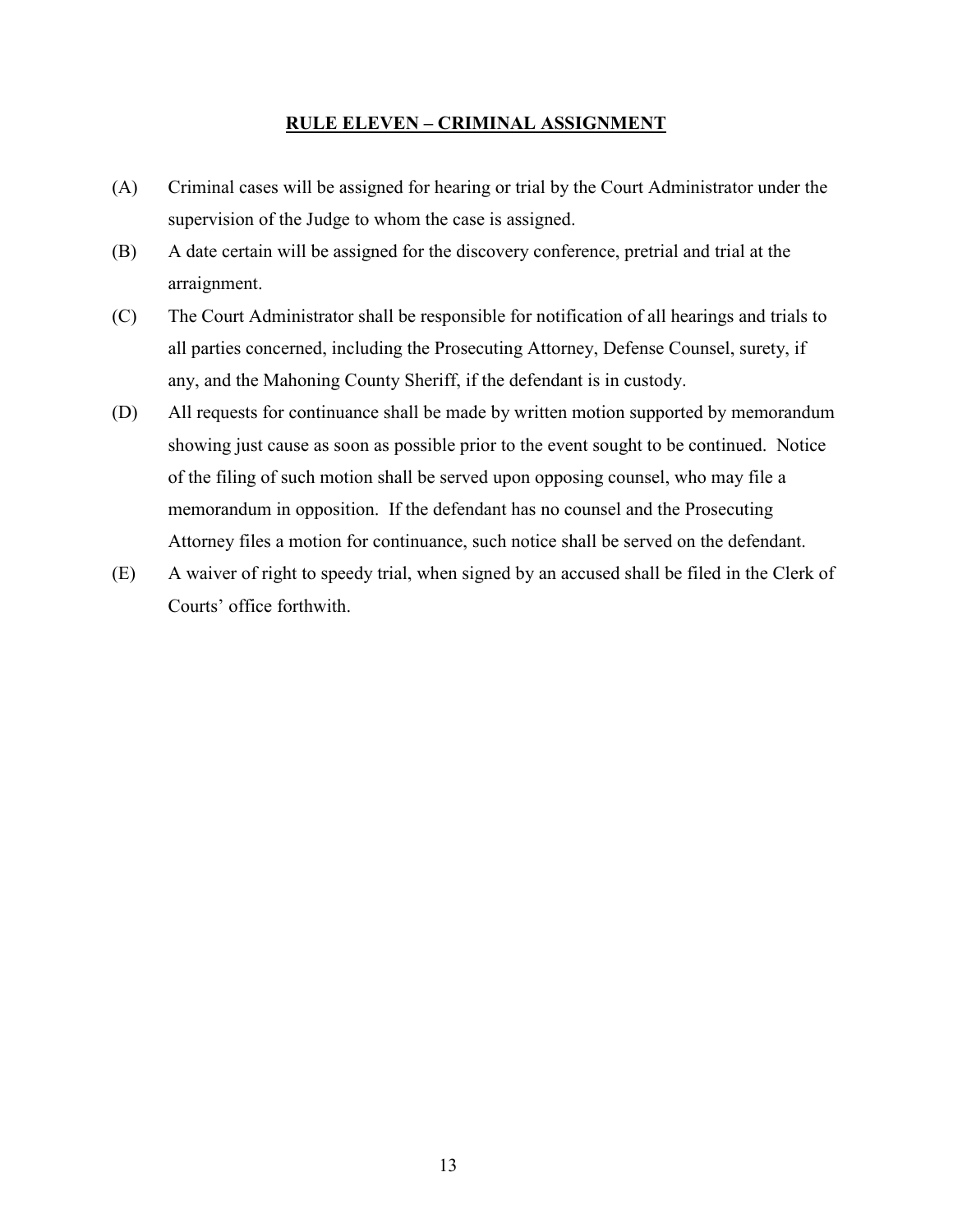## RULE ELEVEN – CRIMINAL ASSIGNMENT

(A) Criminal cases will be assigned for hearing or trial by the Court Administrator under the supervision of the Judge to whom the case is assigned.

(B) A date certain will be assigned for the discovery conference, pretrial and trial at the arraignment.

(C) The Court Administrator shall be responsible for notification of all hearings and trials to all parties concerned, including the Prosecuting Attorney, Defense Counsel, surety, if any, and the Mahoning County Sheriff, if the defendant is in custody.

(D) All requests for continuance shall be made by written motion supported by memorandum showing just cause as soon as possible prior to the event sought to be continued. Notice of the filing of such motion shall be served upon opposing counsel, who may file a memorandum in opposition. If the defendant has no counsel and the Prosecuting Attorney files a motion for continuance, such notice shall be served on the defendant.

(E) A waiver of right to speedy trial, when signed by an accused shall be filed in the Clerk of Courts' office forthwith.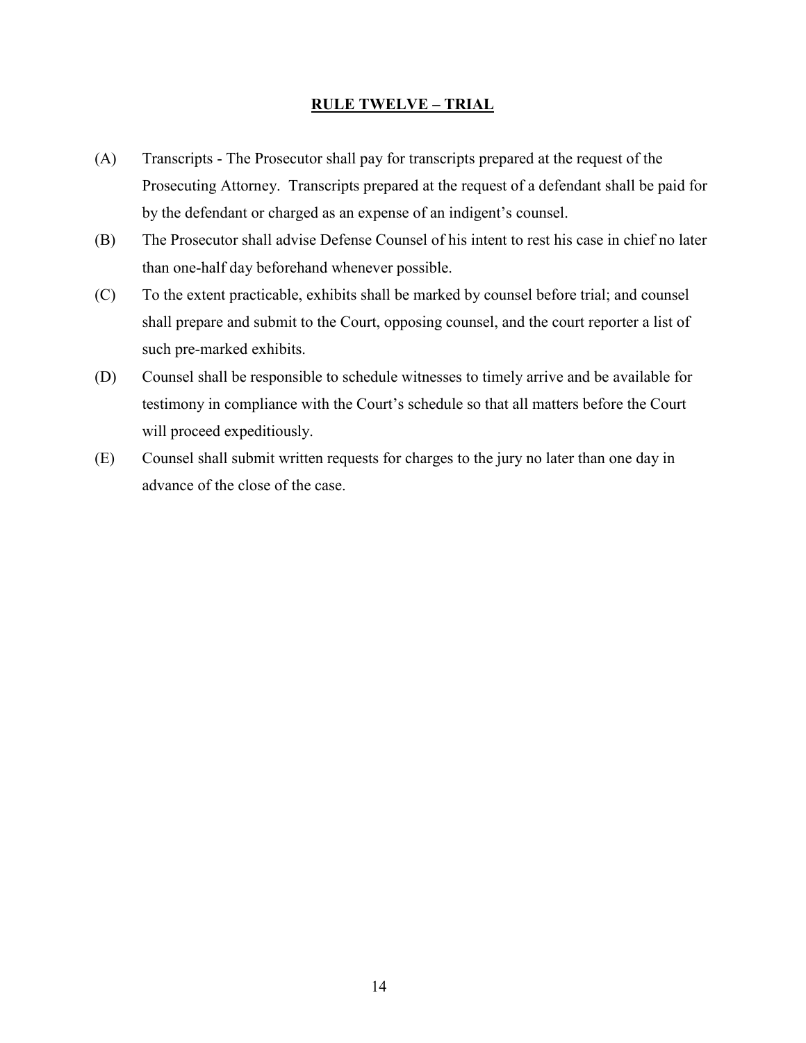## RULE TWELVE – TRIAL

(A) Transcripts - The Prosecutor shall pay for transcripts prepared at the request of the Prosecuting Attorney. Transcripts prepared at the request of a defendant shall be paid for by the defendant or charged as an expense of an indigent's counsel.

(B) The Prosecutor shall advise Defense Counsel of his intent to rest his case in chief no later than one-half day beforehand whenever possible.

(C) To the extent practicable, exhibits shall be marked by counsel before trial; and counsel shall prepare and submit to the Court, opposing counsel, and the court reporter a list of such pre-marked exhibits.

(D) Counsel shall be responsible to schedule witnesses to timely arrive and be available for testimony in compliance with the Court's schedule so that all matters before the Court will proceed expeditiously.

(E) Counsel shall submit written requests for charges to the jury no later than one day in advance of the close of the case.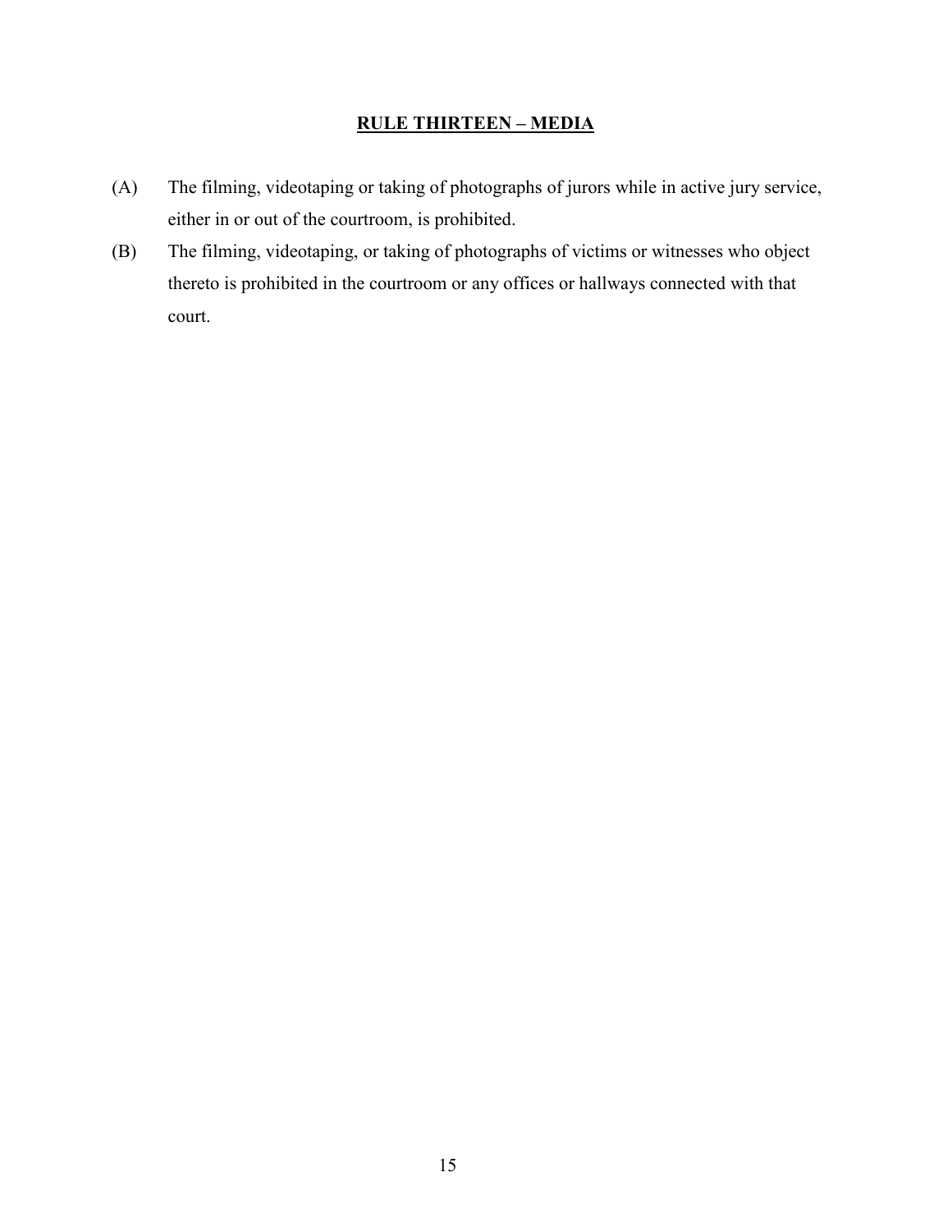## RULE THIRTEEN – MEDIA

(A) The filming, videotaping or taking of photographs of jurors while in active jury service, either in or out of the courtroom, is prohibited.

(B) The filming, videotaping, or taking of photographs of victims or witnesses who object thereto is prohibited in the courtroom or any offices or hallways connected with that court.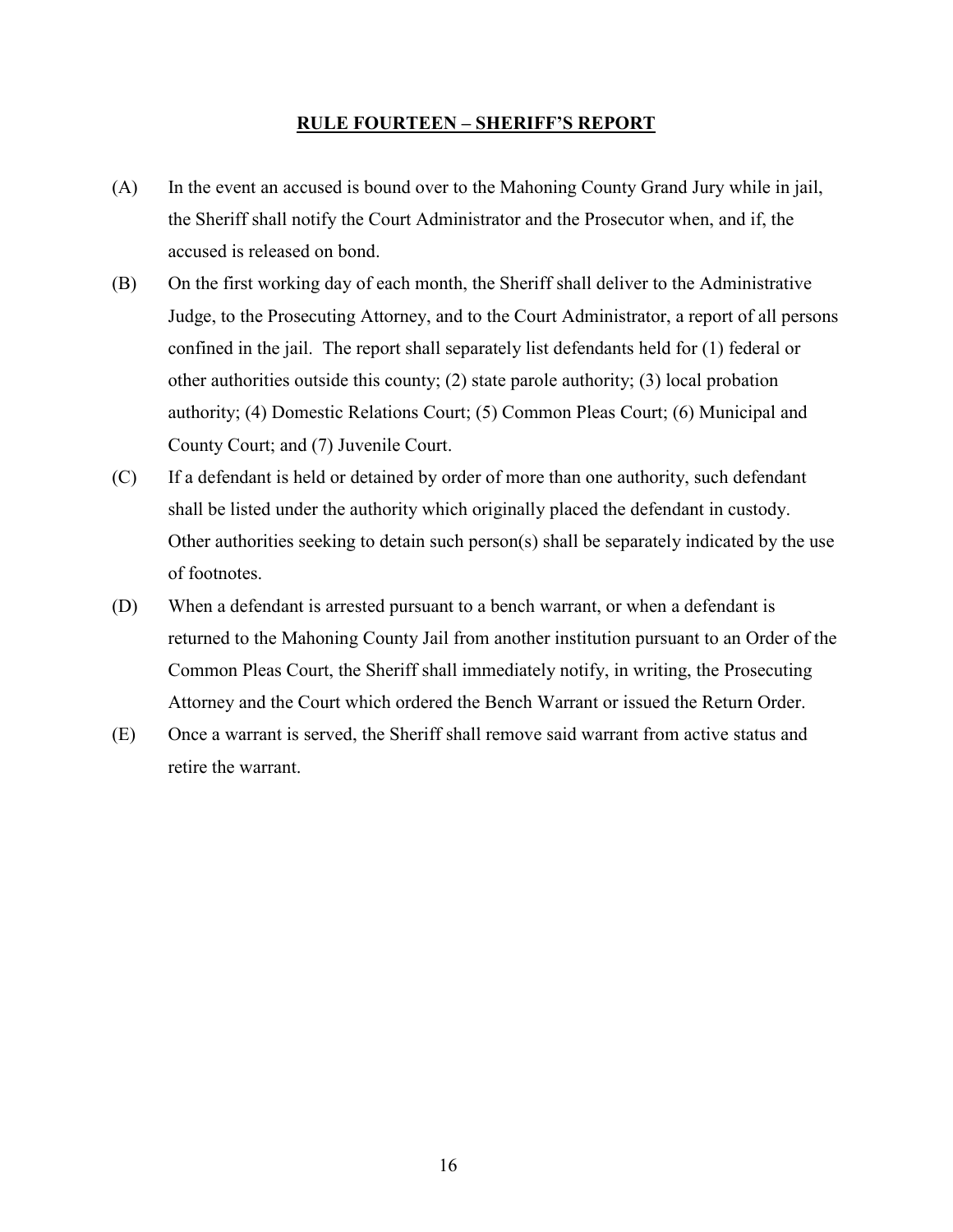## RULE FOURTEEN – SHERIFF'S REPORT

(A) In the event an accused is bound over to the Mahoning County Grand Jury while in jail, the Sheriff shall notify the Court Administrator and the Prosecutor when, and if, the accused is released on bond.

(B) On the first working day of each month, the Sheriff shall deliver to the Administrative Judge, to the Prosecuting Attorney, and to the Court Administrator, a report of all persons confined in the jail. The report shall separately list defendants held for (1) federal or other authorities outside this county; (2) state parole authority; (3) local probation authority; (4) Domestic Relations Court; (5) Common Pleas Court; (6) Municipal and County Court; and (7) Juvenile Court.

(C) If a defendant is held or detained by order of more than one authority, such defendant shall be listed under the authority which originally placed the defendant in custody. Other authorities seeking to detain such person(s) shall be separately indicated by the use of footnotes.

(D) When a defendant is arrested pursuant to a bench warrant, or when a defendant is returned to the Mahoning County Jail from another institution pursuant to an Order of the Common Pleas Court, the Sheriff shall immediately notify, in writing, the Prosecuting Attorney and the Court which ordered the Bench Warrant or issued the Return Order.

(E) Once a warrant is served, the Sheriff shall remove said warrant from active status and retire the warrant.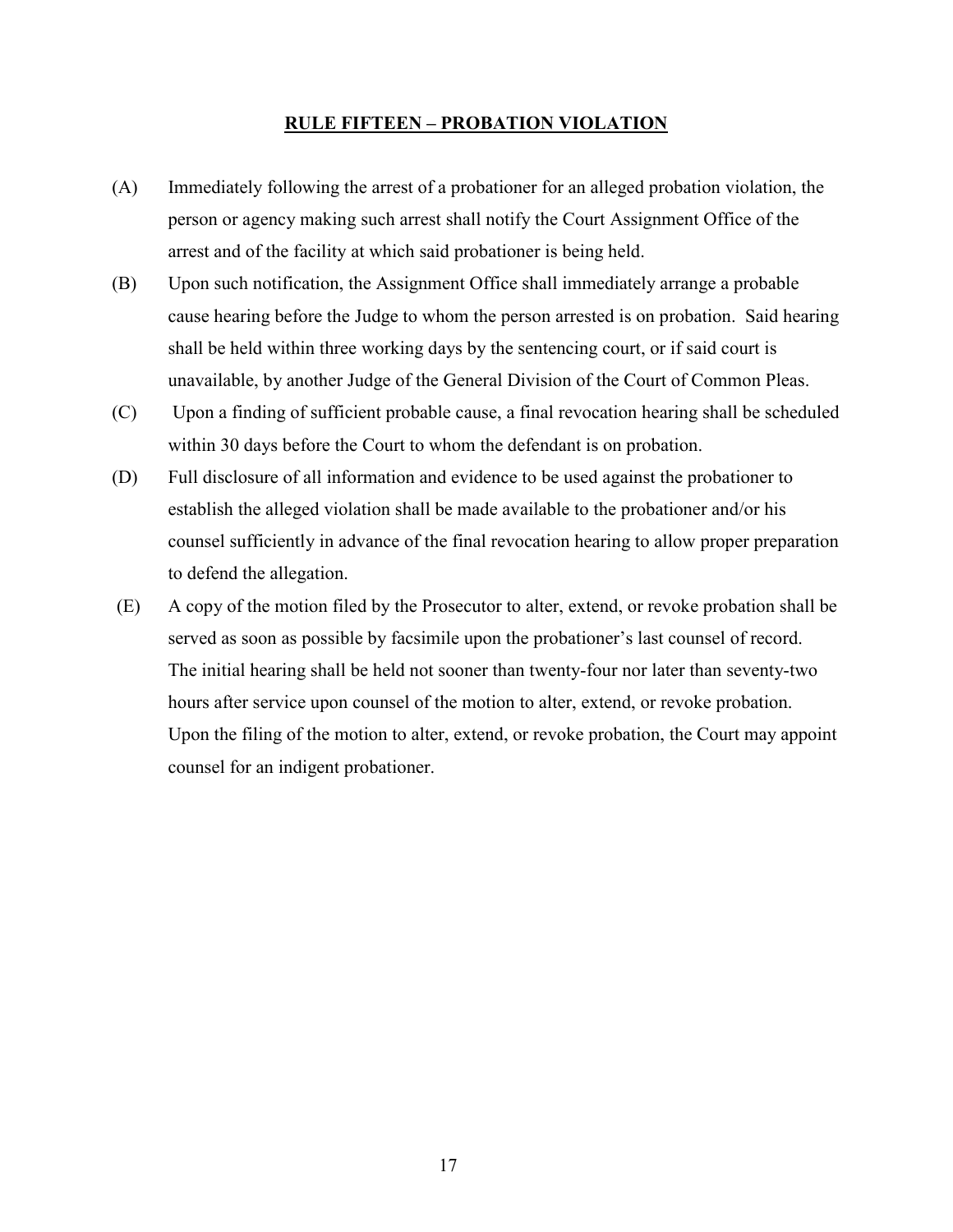## RULE FIFTEEN – PROBATION VIOLATION

(A) Immediately following the arrest of a probationer for an alleged probation violation, the person or agency making such arrest shall notify the Court Assignment Office of the arrest and of the facility at which said probationer is being held.

(B) Upon such notification, the Assignment Office shall immediately arrange a probable cause hearing before the Judge to whom the person arrested is on probation. Said hearing shall be held within three working days by the sentencing court, or if said court is unavailable, by another Judge of the General Division of the Court of Common Pleas.

(C) Upon a finding of sufficient probable cause, a final revocation hearing shall be scheduled within 30 days before the Court to whom the defendant is on probation.

(D) Full disclosure of all information and evidence to be used against the probationer to establish the alleged violation shall be made available to the probationer and/or his counsel sufficiently in advance of the final revocation hearing to allow proper preparation to defend the allegation.

(E) A copy of the motion filed by the Prosecutor to alter, extend, or revoke probation shall be served as soon as possible by facsimile upon the probationer's last counsel of record. The initial hearing shall be held not sooner than twenty-four nor later than seventy-two hours after service upon counsel of the motion to alter, extend, or revoke probation. Upon the filing of the motion to alter, extend, or revoke probation, the Court may appoint counsel for an indigent probationer.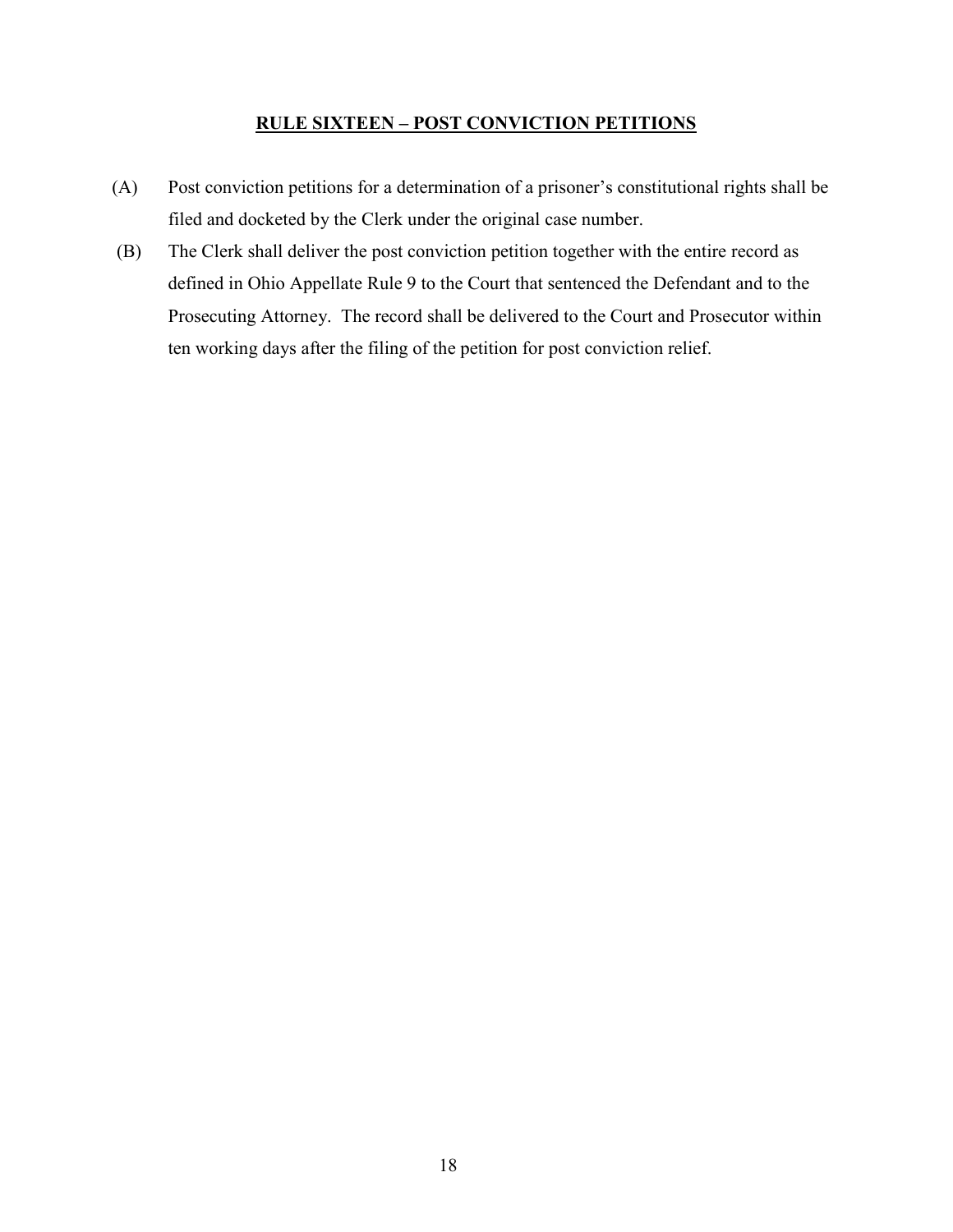## RULE SIXTEEN – POST CONVICTION PETITIONS

(A) Post conviction petitions for a determination of a prisoner's constitutional rights shall be filed and docketed by the Clerk under the original case number.

(B) The Clerk shall deliver the post conviction petition together with the entire record as defined in Ohio Appellate Rule 9 to the Court that sentenced the Defendant and to the Prosecuting Attorney. The record shall be delivered to the Court and Prosecutor within ten working days after the filing of the petition for post conviction relief.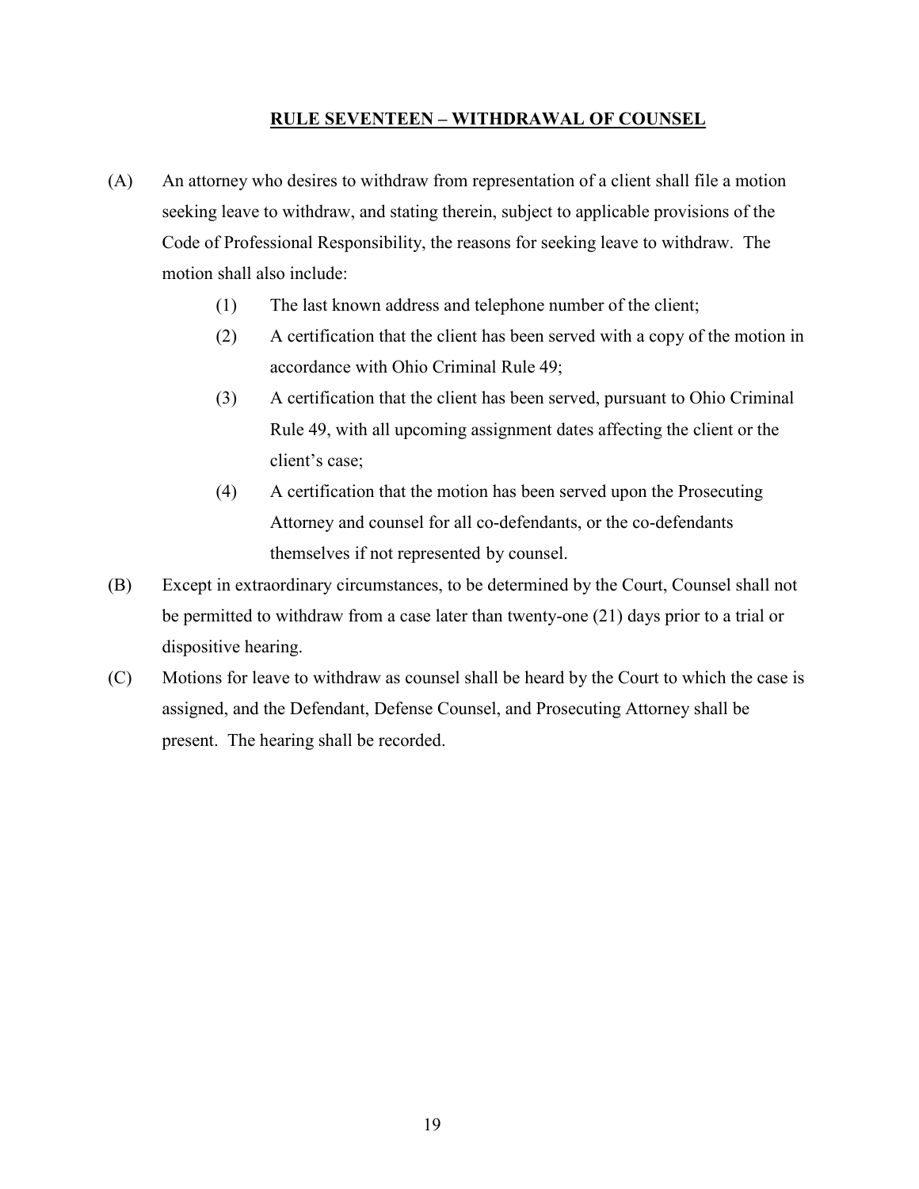## RULE SEVENTEEN – WITHDRAWAL OF COUNSEL

(A) An attorney who desires to withdraw from representation of a client shall file a motion seeking leave to withdraw, and stating therein, subject to applicable provisions of the Code of Professional Responsibility, the reasons for seeking leave to withdraw. The motion shall also include:

  (1) The last known address and telephone number of the client;

  (2) A certification that the client has been served with a copy of the motion in accordance with Ohio Criminal Rule 49;

  (3) A certification that the client has been served, pursuant to Ohio Criminal Rule 49, with all upcoming assignment dates affecting the client or the client's case;

  (4) A certification that the motion has been served upon the Prosecuting Attorney and counsel for all co-defendants, or the co-defendants themselves if not represented by counsel.

(B) Except in extraordinary circumstances, to be determined by the Court, Counsel shall not be permitted to withdraw from a case later than twenty-one (21) days prior to a trial or dispositive hearing.

(C) Motions for leave to withdraw as counsel shall be heard by the Court to which the case is assigned, and the Defendant, Defense Counsel, and Prosecuting Attorney shall be present. The hearing shall be recorded.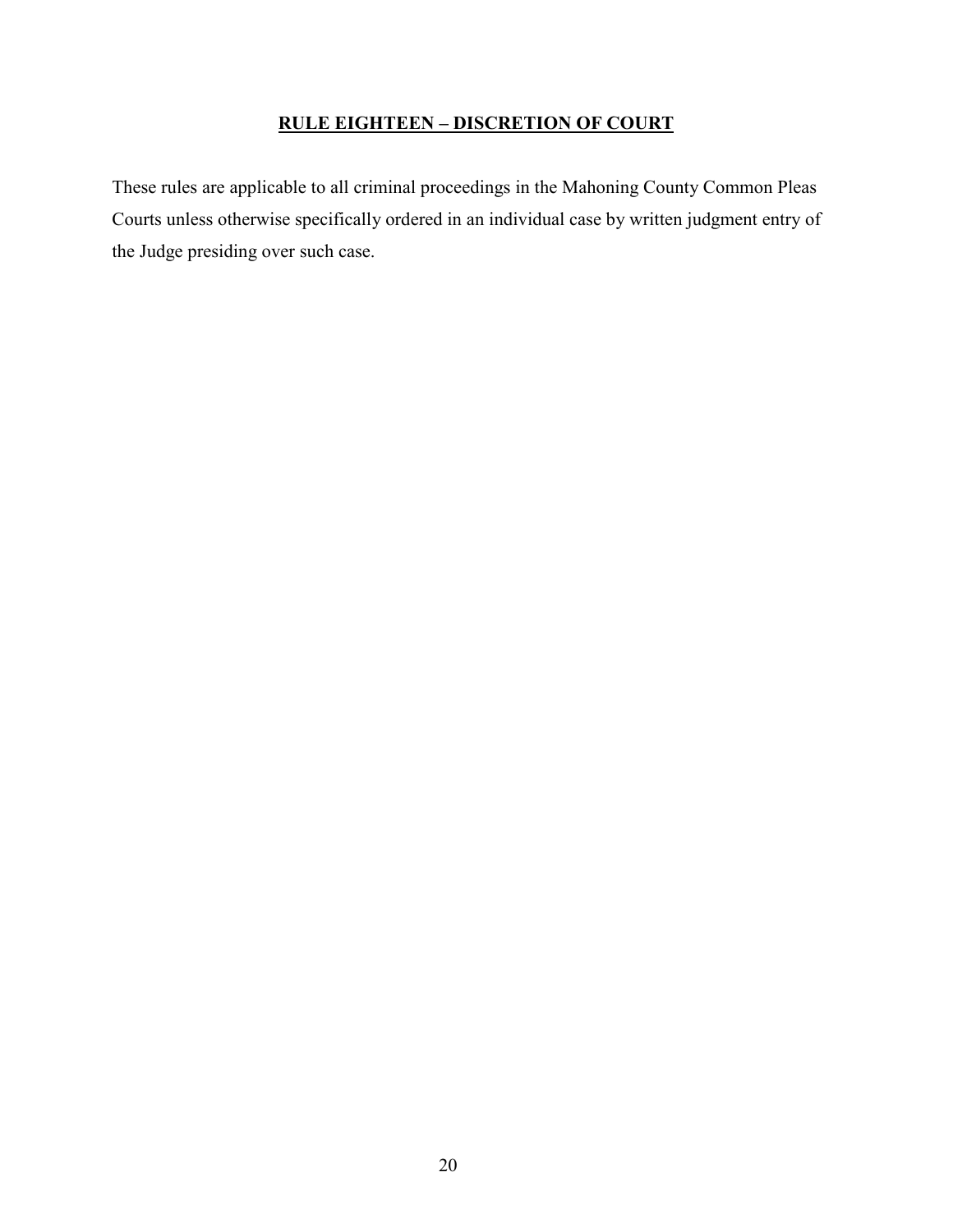## **RULE EIGHTEEN – DISCRETION OF COURT**

These rules are applicable to all criminal proceedings in the Mahoning County Common Pleas Courts unless otherwise specifically ordered in an individual case by written judgment entry of the Judge presiding over such case.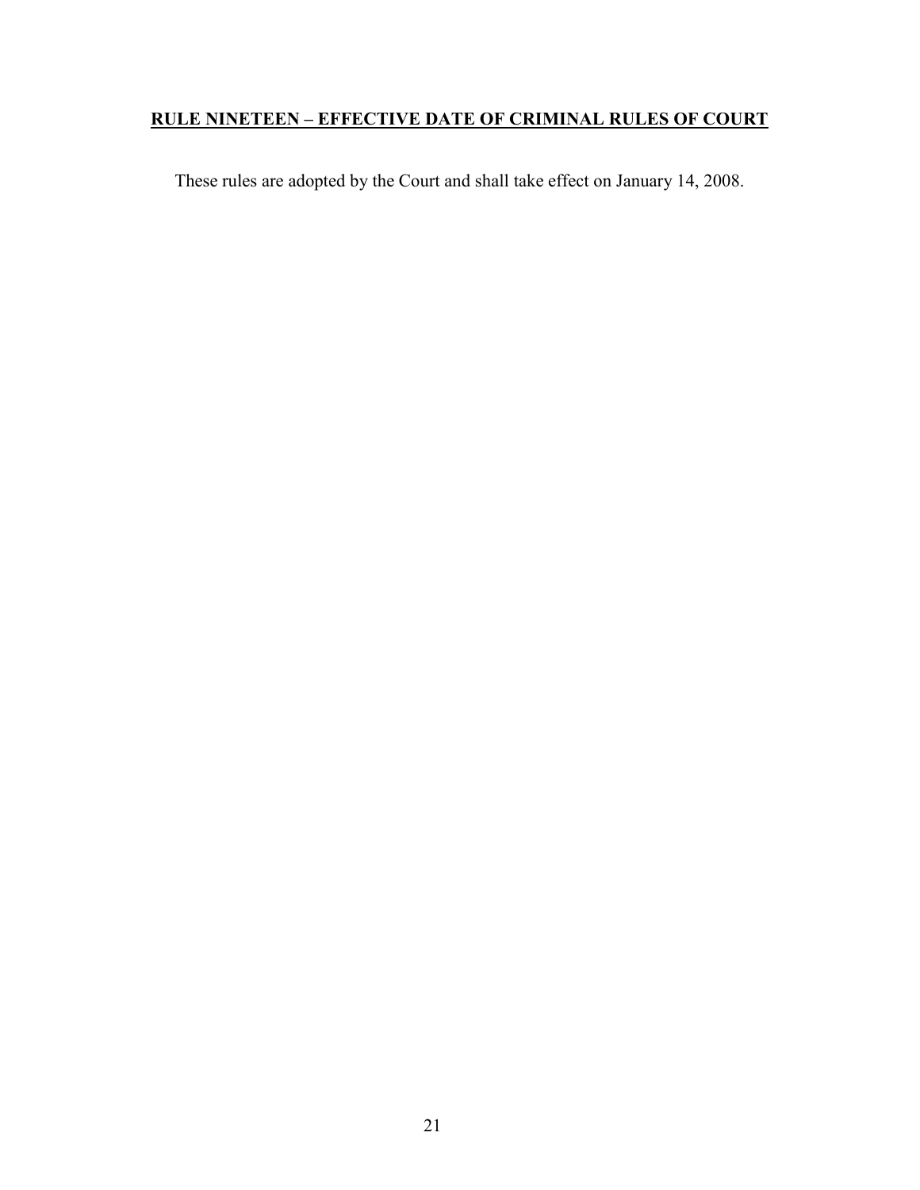## **RULE NINETEEN – EFFECTIVE DATE OF CRIMINAL RULES OF COURT**

These rules are adopted by the Court and shall take effect on January 14, 2008.